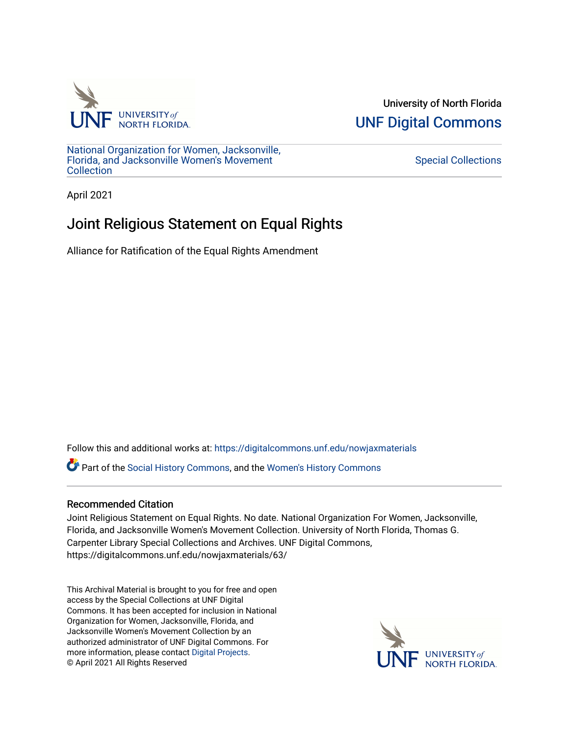University of North Florida

UNF Digital Commons

National Organization for Women, Jacksonville, Florida, and Jacksonville Women's Movement Collection

Special Collections

April 2021

# Joint Religious Statement on Equal Rights

Alliance for Ratification of the Equal Rights Amendment

Follow this and additional works at: https://digitalcommons.unf.edu/nowjaxmaterials

Part of the Social History Commons, and the Women's History Commons

### Recommended Citation

Joint Religious Statement on Equal Rights. No date. National Organization For Women, Jacksonville, Florida, and Jacksonville Women's Movement Collection. University of North Florida, Thomas G. Carpenter Library Special Collections and Archives. UNF Digital Commons, https://digitalcommons.unf.edu/nowjaxmaterials/63/

This Archival Material is brought to you for free and open access by the Special Collections at UNF Digital Commons. It has been accepted for inclusion in National Organization for Women, Jacksonville, Florida, and Jacksonville Women's Movement Collection by an authorized administrator of UNF Digital Commons. For more information, please contact Digital Projects.
© April 2021 All Rights Reserved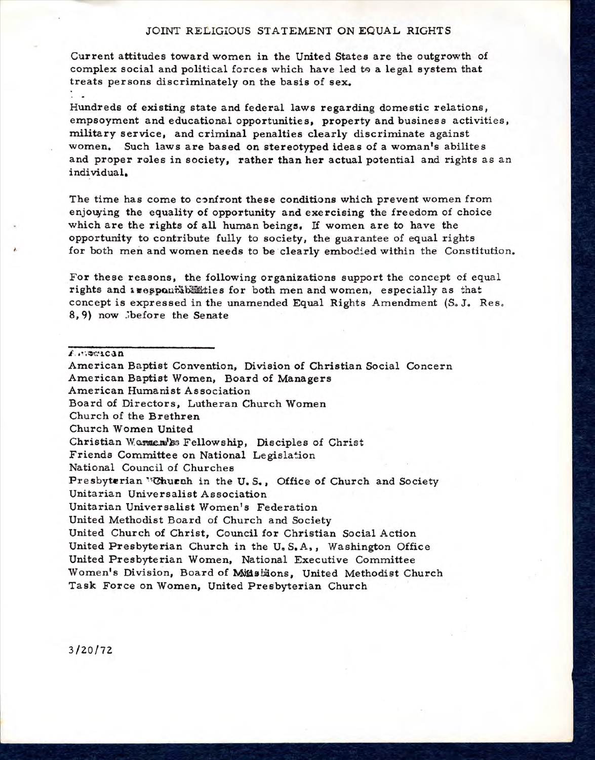# JOINT RELIGIOUS STATEMENT ON EQUAL RIGHTS

Current attitudes toward women in the United States are the outgrowth of complex social and political forces which have led to a legal system that treats persons discriminately on the basis of sex.

Hundreds of existing state and federal laws regarding domestic relations, empsoyment and educational opportunities, property and business activities, military service, and criminal penalties clearly discriminate against women. Such laws are based on stereotyped ideas of a woman's abilites and proper roles in society, rather than her actual potential and rights as an individual.

The time has come to confront these conditions which prevent women from enjoying the equality of opportunity and exercising the freedom of choice which are the rights of all human beings. If women are to have the opportunity to contribute fully to society, the guarantee of equal rights for both men and women needs to be clearly embodied within the Constitution.

For these reasons, the following organizations support the concept of equal rights and responsibilities for both men and women, especially as that concept is expressed in the unamended Equal Rights Amendment (S. J. Res. 8, 9) now before the Senate

American

American Baptist Convention, Division of Christian Social Concern
American Baptist Women, Board of Managers
American Humanist Association
Board of Directors, Lutheran Church Women
Church of the Brethren
Church Women United
Christian Women's Fellowship, Disciples of Christ
Friends Committee on National Legislation
National Council of Churches
Presbyterian Church in the U. S., Office of Church and Society
Unitarian Universalist Association
Unitarian Universalist Women's Federation
United Methodist Board of Church and Society
United Church of Christ, Council for Christian Social Action
United Presbyterian Church in the U. S. A., Washington Office
United Presbyterian Women, National Executive Committee
Women's Division, Board of Missions, United Methodist Church
Task Force on Women, United Presbyterian Church

3/20/72